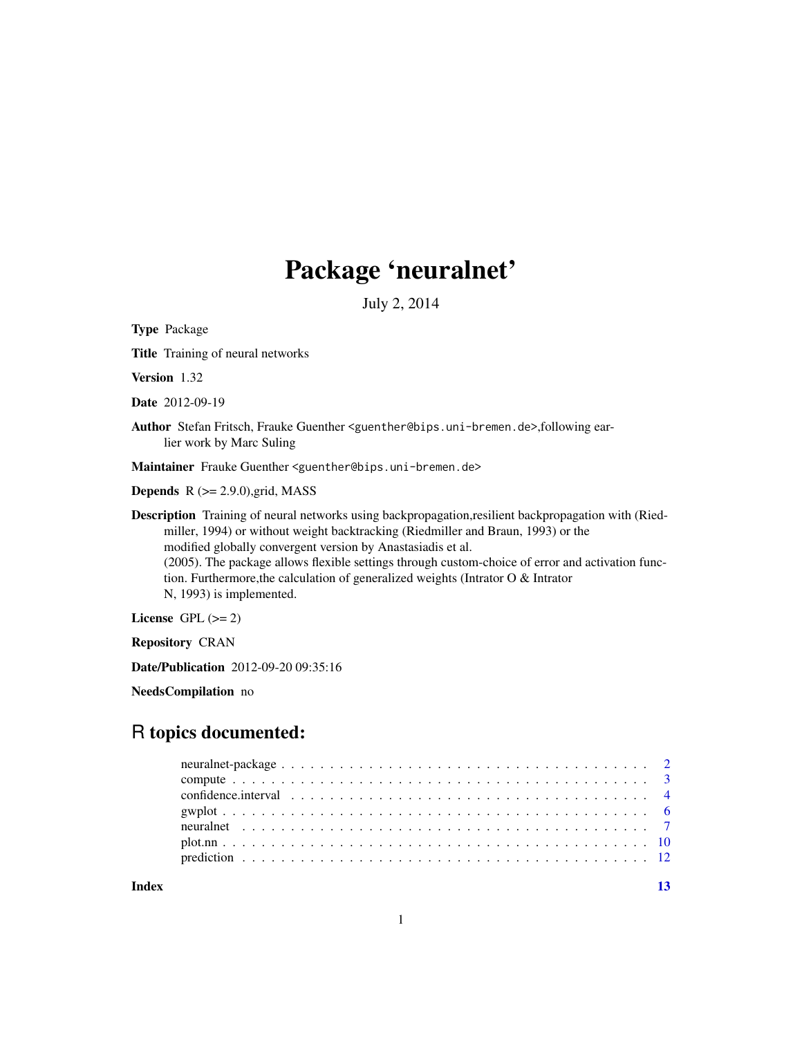# Package 'neuralnet'

July 2, 2014

**Type** Package

**Title** Training of neural networks

**Version** 1.32

**Date** 2012-09-19

**Author** Stefan Fritsch, Frauke Guenther <guenther@bips.uni-bremen.de>,following earlier work by Marc Suling

**Maintainer** Frauke Guenther <guenther@bips.uni-bremen.de>

**Depends** R (>= 2.9.0),grid, MASS

**Description** Training of neural networks using backpropagation,resilient backpropagation with (Riedmiller, 1994) or without weight backtracking (Riedmiller and Braun, 1993) or the modified globally convergent version by Anastasiadis et al. (2005). The package allows flexible settings through custom-choice of error and activation function. Furthermore,the calculation of generalized weights (Intrator O & Intrator N, 1993) is implemented.

**License** GPL (>= 2)

**Repository** CRAN

**Date/Publication** 2012-09-20 09:35:16

**NeedsCompilation** no

## R topics documented:

- neuralnet-package . . . . . . . . . . . . . . . . . . . . . . . . . . . . . . . . . . . . 2
- compute . . . . . . . . . . . . . . . . . . . . . . . . . . . . . . . . . . . . . . . . . 3
- confidence.interval . . . . . . . . . . . . . . . . . . . . . . . . . . . . . . . . . . . 4
- gwplot . . . . . . . . . . . . . . . . . . . . . . . . . . . . . . . . . . . . . . . . . . 6
- neuralnet . . . . . . . . . . . . . . . . . . . . . . . . . . . . . . . . . . . . . . . . 7
- plot.nn . . . . . . . . . . . . . . . . . . . . . . . . . . . . . . . . . . . . . . . . . 10
- prediction . . . . . . . . . . . . . . . . . . . . . . . . . . . . . . . . . . . . . . . 12

**Index** 13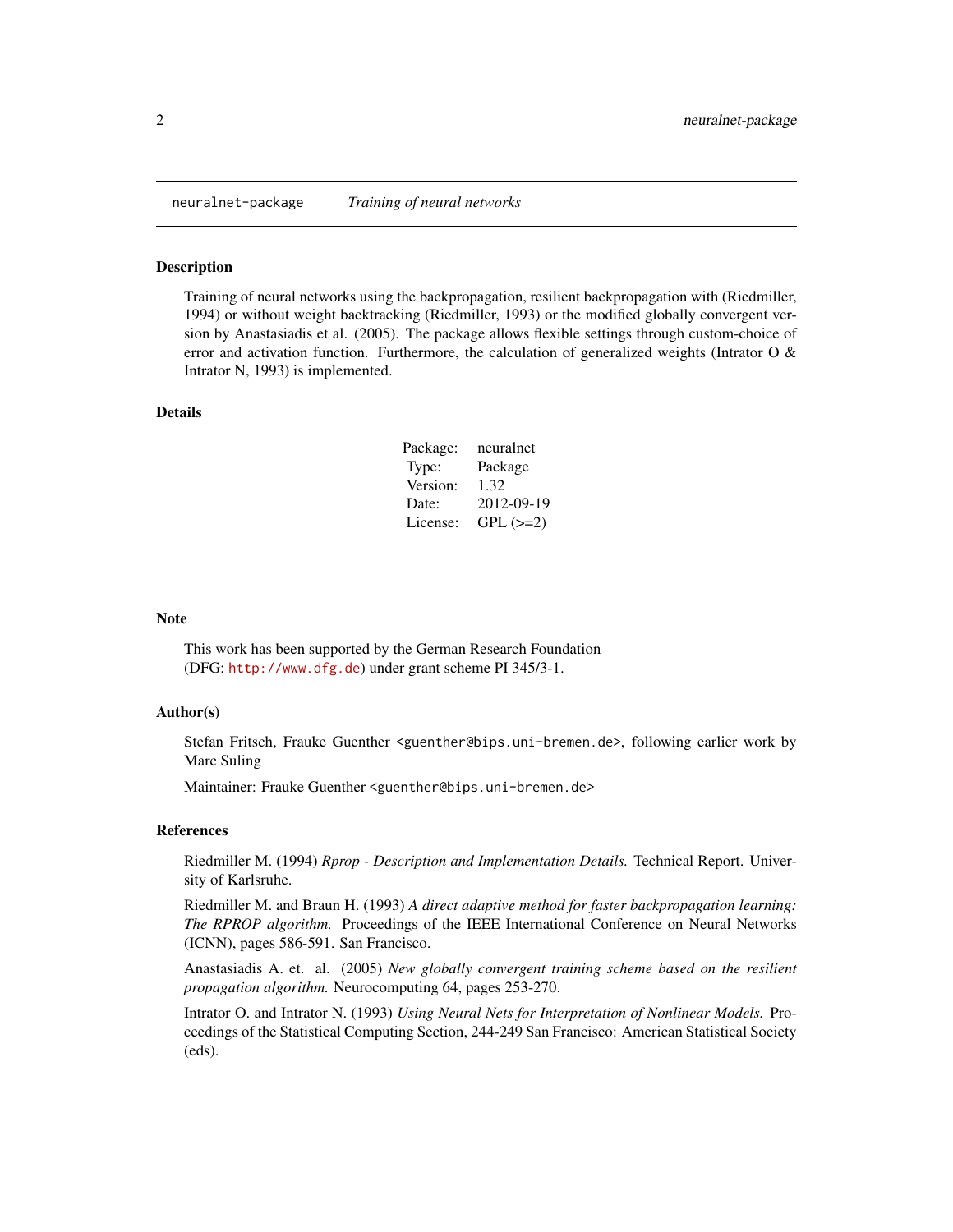`neuralnet-package` *Training of neural networks*

## Description

Training of neural networks using the backpropagation, resilient backpropagation with (Riedmiller, 1994) or without weight backtracking (Riedmiller, 1993) or the modified globally convergent version by Anastasiadis et al. (2005). The package allows flexible settings through custom-choice of error and activation function. Furthermore, the calculation of generalized weights (Intrator O & Intrator N, 1993) is implemented.

## Details

| | |
|---|---|
| Package: | neuralnet |
| Type: | Package |
| Version: | 1.32 |
| Date: | 2012-09-19 |
| License: | GPL (>=2) |

## Note

This work has been supported by the German Research Foundation
(DFG: http://www.dfg.de) under grant scheme PI 345/3-1.

## Author(s)

Stefan Fritsch, Frauke Guenther <guenther@bips.uni-bremen.de>, following earlier work by Marc Suling

Maintainer: Frauke Guenther <guenther@bips.uni-bremen.de>

## References

Riedmiller M. (1994) *Rprop - Description and Implementation Details.* Technical Report. University of Karlsruhe.

Riedmiller M. and Braun H. (1993) *A direct adaptive method for faster backpropagation learning: The RPROP algorithm.* Proceedings of the IEEE International Conference on Neural Networks (ICNN), pages 586-591. San Francisco.

Anastasiadis A. et. al. (2005) *New globally convergent training scheme based on the resilient propagation algorithm.* Neurocomputing 64, pages 253-270.

Intrator O. and Intrator N. (1993) *Using Neural Nets for Interpretation of Nonlinear Models.* Proceedings of the Statistical Computing Section, 244-249 San Francisco: American Statistical Society (eds).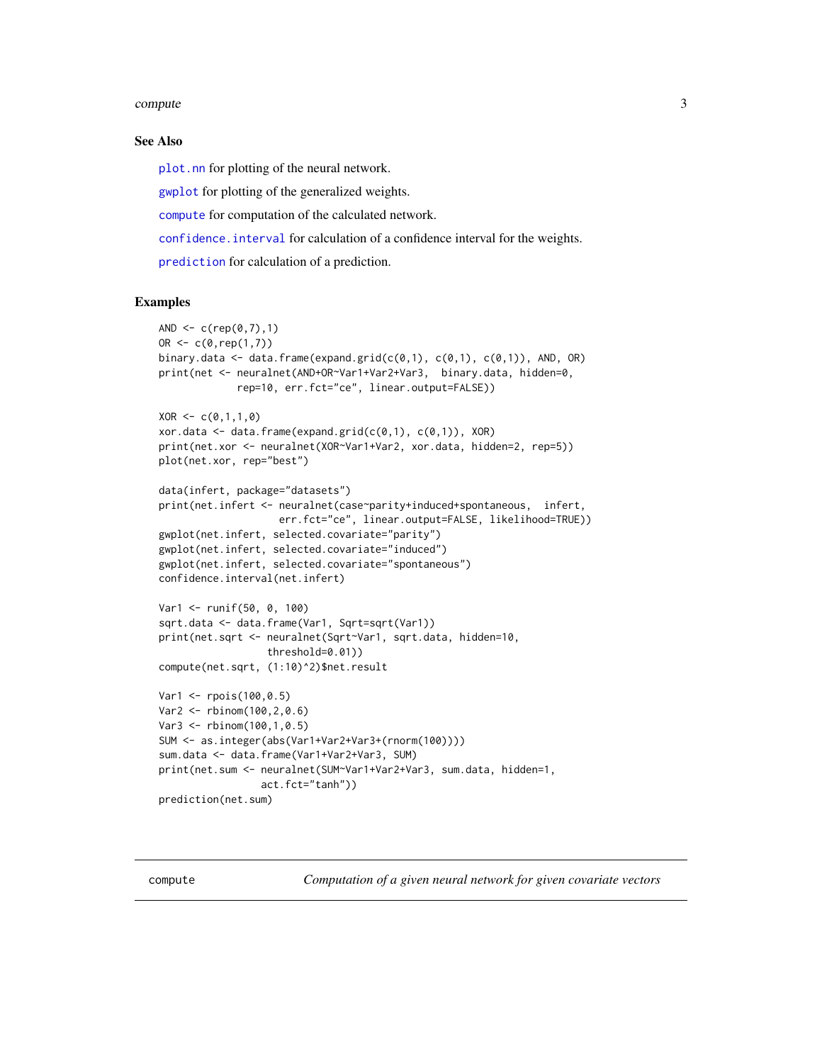## See Also

`plot.nn` for plotting of the neural network.

`gwplot` for plotting of the generalized weights.

`compute` for computation of the calculated network.

`confidence.interval` for calculation of a confidence interval for the weights.

`prediction` for calculation of a prediction.

## Examples

```
AND <- c(rep(0,7),1)
OR <- c(0,rep(1,7))
binary.data <- data.frame(expand.grid(c(0,1), c(0,1), c(0,1)), AND, OR)
print(net <- neuralnet(AND+OR~Var1+Var2+Var3,  binary.data, hidden=0,
             rep=10, err.fct="ce", linear.output=FALSE))

XOR <- c(0,1,1,0)
xor.data <- data.frame(expand.grid(c(0,1), c(0,1)), XOR)
print(net.xor <- neuralnet(XOR~Var1+Var2, xor.data, hidden=2, rep=5))
plot(net.xor, rep="best")

data(infert, package="datasets")
print(net.infert <- neuralnet(case~parity+induced+spontaneous,  infert,
                    err.fct="ce", linear.output=FALSE, likelihood=TRUE))
gwplot(net.infert, selected.covariate="parity")
gwplot(net.infert, selected.covariate="induced")
gwplot(net.infert, selected.covariate="spontaneous")
confidence.interval(net.infert)

Var1 <- runif(50, 0, 100)
sqrt.data <- data.frame(Var1, Sqrt=sqrt(Var1))
print(net.sqrt <- neuralnet(Sqrt~Var1, sqrt.data, hidden=10,
                  threshold=0.01))
compute(net.sqrt, (1:10)^2)$net.result

Var1 <- rpois(100,0.5)
Var2 <- rbinom(100,2,0.6)
Var3 <- rbinom(100,1,0.5)
SUM <- as.integer(abs(Var1+Var2+Var3+(rnorm(100))))
sum.data <- data.frame(Var1+Var2+Var3, SUM)
print(net.sum <- neuralnet(SUM~Var1+Var2+Var3, sum.data, hidden=1,
                 act.fct="tanh"))
prediction(net.sum)
```

---

`compute` *Computation of a given neural network for given covariate vectors*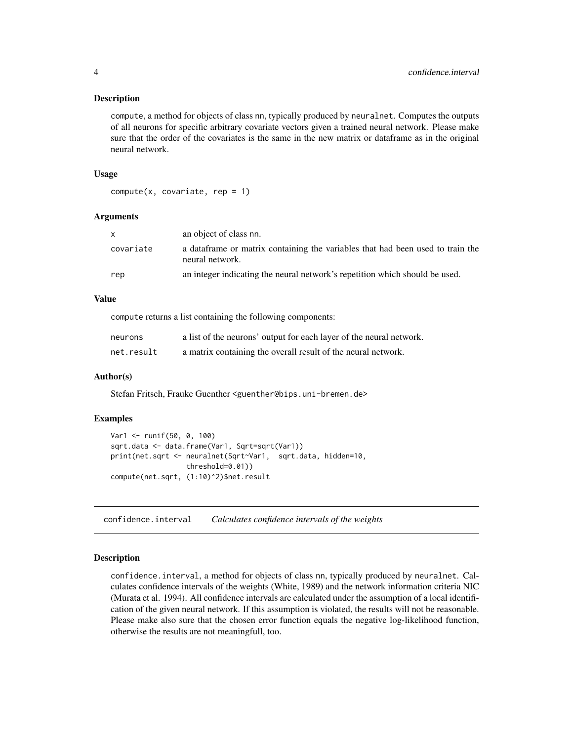### Description

compute, a method for objects of class nn, typically produced by neuralnet. Computes the outputs of all neurons for specific arbitrary covariate vectors given a trained neural network. Please make sure that the order of the covariates is the same in the new matrix or dataframe as in the original neural network.

### Usage

```
compute(x, covariate, rep = 1)
```

### Arguments

| | |
|---|---|
| x | an object of class nn. |
| covariate | a dataframe or matrix containing the variables that had been used to train the neural network. |
| rep | an integer indicating the neural network's repetition which should be used. |

### Value

compute returns a list containing the following components:

| | |
|---|---|
| neurons | a list of the neurons' output for each layer of the neural network. |
| net.result | a matrix containing the overall result of the neural network. |

### Author(s)

Stefan Fritsch, Frauke Guenther <guenther@bips.uni-bremen.de>

### Examples

```
Var1 <- runif(50, 0, 100)
sqrt.data <- data.frame(Var1, Sqrt=sqrt(Var1))
print(net.sqrt <- neuralnet(Sqrt~Var1,  sqrt.data, hidden=10,
                  threshold=0.01))
compute(net.sqrt, (1:10)^2)$net.result
```

---

## confidence.interval *Calculates confidence intervals of the weights*

### Description

confidence.interval, a method for objects of class nn, typically produced by neuralnet. Calculates confidence intervals of the weights (White, 1989) and the network information criteria NIC (Murata et al. 1994). All confidence intervals are calculated under the assumption of a local identification of the given neural network. If this assumption is violated, the results will not be reasonable. Please make also sure that the chosen error function equals the negative log-likelihood function, otherwise the results are not meaningfull, too.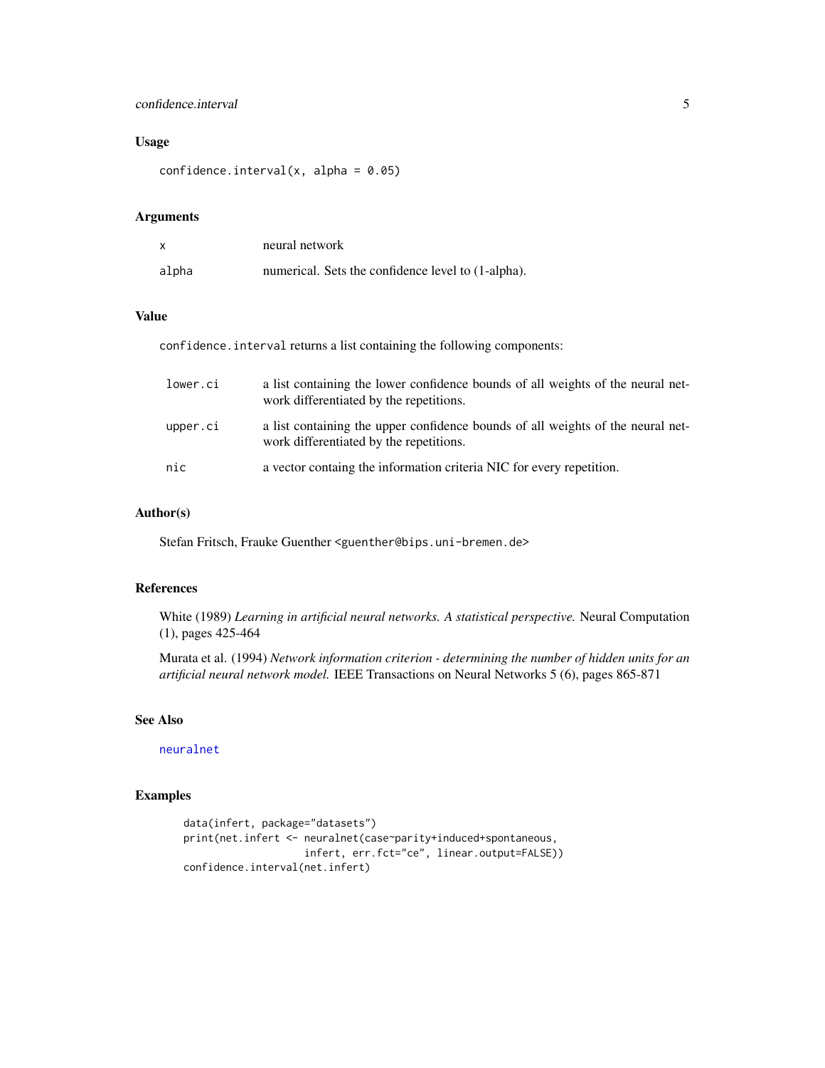## Usage

```
confidence.interval(x, alpha = 0.05)
```

## Arguments

| | |
|---|---|
| x | neural network |
| alpha | numerical. Sets the confidence level to (1-alpha). |

## Value

`confidence.interval` returns a list containing the following components:

| | |
|---|---|
| lower.ci | a list containing the lower confidence bounds of all weights of the neural network differentiated by the repetitions. |
| upper.ci | a list containing the upper confidence bounds of all weights of the neural network differentiated by the repetitions. |
| nic | a vector containg the information criteria NIC for every repetition. |

## Author(s)

Stefan Fritsch, Frauke Guenther <guenther@bips.uni-bremen.de>

## References

White (1989) *Learning in artificial neural networks. A statistical perspective.* Neural Computation (1), pages 425-464

Murata et al. (1994) *Network information criterion - determining the number of hidden units for an artificial neural network model.* IEEE Transactions on Neural Networks 5 (6), pages 865-871

## See Also

neuralnet

## Examples

```
data(infert, package="datasets")
print(net.infert <- neuralnet(case~parity+induced+spontaneous,
                    infert, err.fct="ce", linear.output=FALSE))
confidence.interval(net.infert)
```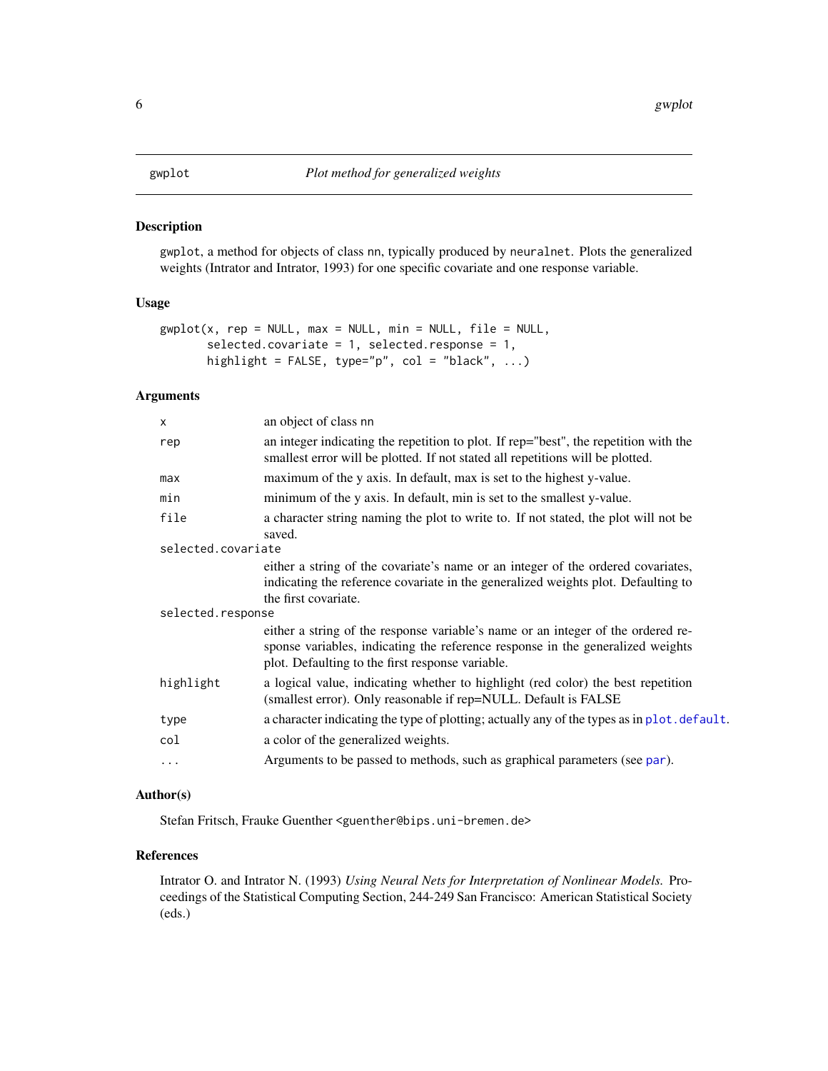# gwplot — *Plot method for generalized weights*

## Description

gwplot, a method for objects of class nn, typically produced by neuralnet. Plots the generalized weights (Intrator and Intrator, 1993) for one specific covariate and one response variable.

## Usage

```
gwplot(x, rep = NULL, max = NULL, min = NULL, file = NULL,
       selected.covariate = 1, selected.response = 1,
       highlight = FALSE, type="p", col = "black", ...)
```

## Arguments

| Argument | Description |
|---|---|
| x | an object of class nn |
| rep | an integer indicating the repetition to plot. If rep="best", the repetition with the smallest error will be plotted. If not stated all repetitions will be plotted. |
| max | maximum of the y axis. In default, max is set to the highest y-value. |
| min | minimum of the y axis. In default, min is set to the smallest y-value. |
| file | a character string naming the plot to write to. If not stated, the plot will not be saved. |
| selected.covariate | either a string of the covariate's name or an integer of the ordered covariates, indicating the reference covariate in the generalized weights plot. Defaulting to the first covariate. |
| selected.response | either a string of the response variable's name or an integer of the ordered response variables, indicating the reference response in the generalized weights plot. Defaulting to the first response variable. |
| highlight | a logical value, indicating whether to highlight (red color) the best repetition (smallest error). Only reasonable if rep=NULL. Default is FALSE |
| type | a character indicating the type of plotting; actually any of the types as in plot.default. |
| col | a color of the generalized weights. |
| ... | Arguments to be passed to methods, such as graphical parameters (see par). |

## Author(s)

Stefan Fritsch, Frauke Guenther <guenther@bips.uni-bremen.de>

## References

Intrator O. and Intrator N. (1993) *Using Neural Nets for Interpretation of Nonlinear Models.* Proceedings of the Statistical Computing Section, 244-249 San Francisco: American Statistical Society (eds.)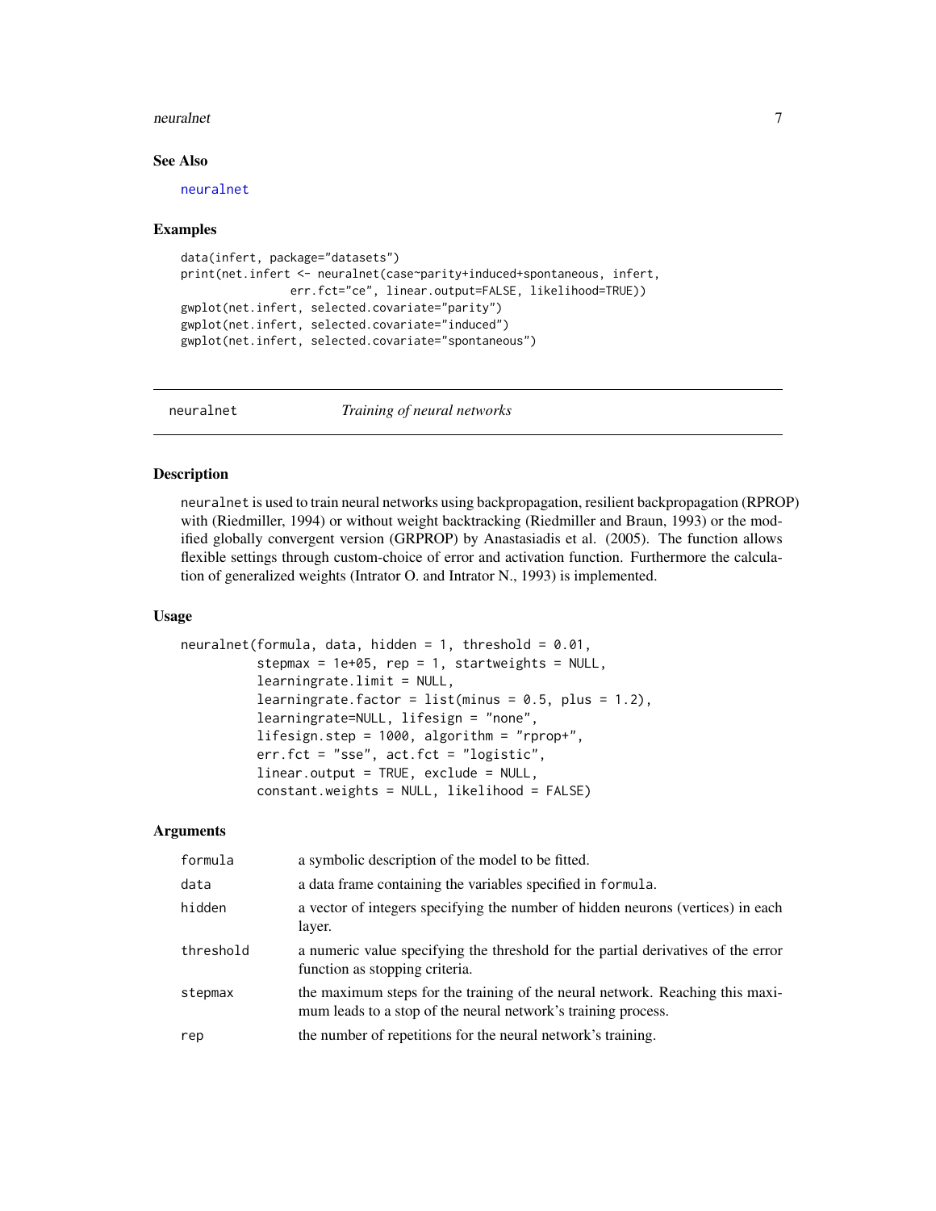### See Also

neuralnet

### Examples

```
data(infert, package="datasets")
print(net.infert <- neuralnet(case~parity+induced+spontaneous, infert,
                err.fct="ce", linear.output=FALSE, likelihood=TRUE))
gwplot(net.infert, selected.covariate="parity")
gwplot(net.infert, selected.covariate="induced")
gwplot(net.infert, selected.covariate="spontaneous")
```

---

## neuralnet *Training of neural networks*

---

### Description

neuralnet is used to train neural networks using backpropagation, resilient backpropagation (RPROP) with (Riedmiller, 1994) or without weight backtracking (Riedmiller and Braun, 1993) or the modified globally convergent version (GRPROP) by Anastasiadis et al. (2005). The function allows flexible settings through custom-choice of error and activation function. Furthermore the calculation of generalized weights (Intrator O. and Intrator N., 1993) is implemented.

### Usage

```
neuralnet(formula, data, hidden = 1, threshold = 0.01,
          stepmax = 1e+05, rep = 1, startweights = NULL,
          learningrate.limit = NULL,
          learningrate.factor = list(minus = 0.5, plus = 1.2),
          learningrate=NULL, lifesign = "none",
          lifesign.step = 1000, algorithm = "rprop+",
          err.fct = "sse", act.fct = "logistic",
          linear.output = TRUE, exclude = NULL,
          constant.weights = NULL, likelihood = FALSE)
```

### Arguments

| | |
|---|---|
| formula | a symbolic description of the model to be fitted. |
| data | a data frame containing the variables specified in formula. |
| hidden | a vector of integers specifying the number of hidden neurons (vertices) in each layer. |
| threshold | a numeric value specifying the threshold for the partial derivatives of the error function as stopping criteria. |
| stepmax | the maximum steps for the training of the neural network. Reaching this maximum leads to a stop of the neural network's training process. |
| rep | the number of repetitions for the neural network's training. |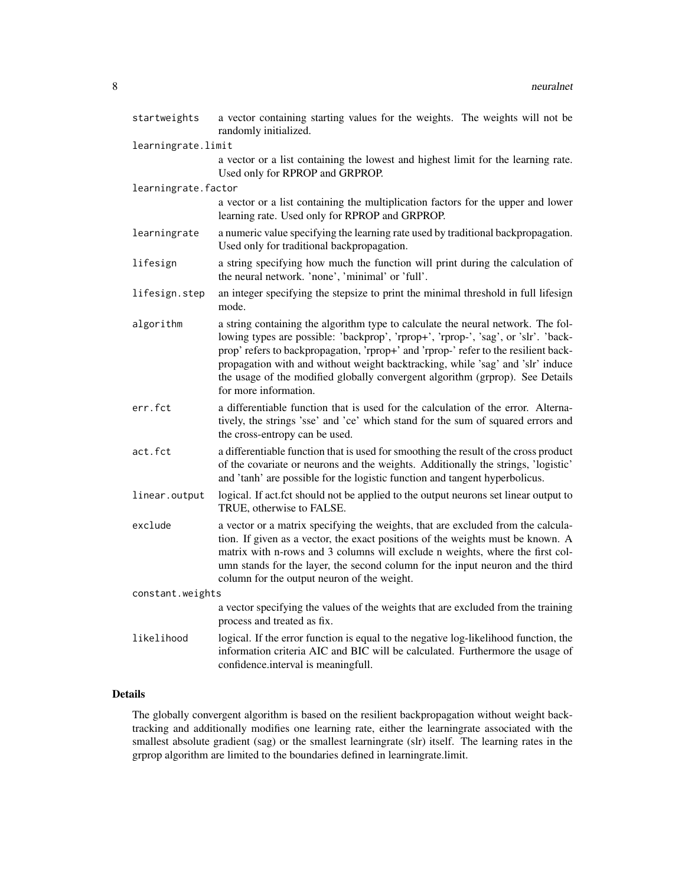| | |
|---|---|
| `startweights` | a vector containing starting values for the weights. The weights will not be randomly initialized. |
| `learningrate.limit` | a vector or a list containing the lowest and highest limit for the learning rate. Used only for RPROP and GRPROP. |
| `learningrate.factor` | a vector or a list containing the multiplication factors for the upper and lower learning rate. Used only for RPROP and GRPROP. |
| `learningrate` | a numeric value specifying the learning rate used by traditional backpropagation. Used only for traditional backpropagation. |
| `lifesign` | a string specifying how much the function will print during the calculation of the neural network. 'none', 'minimal' or 'full'. |
| `lifesign.step` | an integer specifying the stepsize to print the minimal threshold in full lifesign mode. |
| `algorithm` | a string containing the algorithm type to calculate the neural network. The following types are possible: 'backprop', 'rprop+', 'rprop-', 'sag', or 'slr'. 'backprop' refers to backpropagation, 'rprop+' and 'rprop-' refer to the resilient backpropagation with and without weight backtracking, while 'sag' and 'slr' induce the usage of the modified globally convergent algorithm (grprop). See Details for more information. |
| `err.fct` | a differentiable function that is used for the calculation of the error. Alternatively, the strings 'sse' and 'ce' which stand for the sum of squared errors and the cross-entropy can be used. |
| `act.fct` | a differentiable function that is used for smoothing the result of the cross product of the covariate or neurons and the weights. Additionally the strings, 'logistic' and 'tanh' are possible for the logistic function and tangent hyperbolicus. |
| `linear.output` | logical. If act.fct should not be applied to the output neurons set linear output to TRUE, otherwise to FALSE. |
| `exclude` | a vector or a matrix specifying the weights, that are excluded from the calculation. If given as a vector, the exact positions of the weights must be known. A matrix with n-rows and 3 columns will exclude n weights, where the first column stands for the layer, the second column for the input neuron and the third column for the output neuron of the weight. |
| `constant.weights` | a vector specifying the values of the weights that are excluded from the training process and treated as fix. |
| `likelihood` | logical. If the error function is equal to the negative log-likelihood function, the information criteria AIC and BIC will be calculated. Furthermore the usage of confidence.interval is meaningfull. |

## Details

The globally convergent algorithm is based on the resilient backpropagation without weight backtracking and additionally modifies one learning rate, either the learningrate associated with the smallest absolute gradient (sag) or the smallest learningrate (slr) itself. The learning rates in the grprop algorithm are limited to the boundaries defined in learningrate.limit.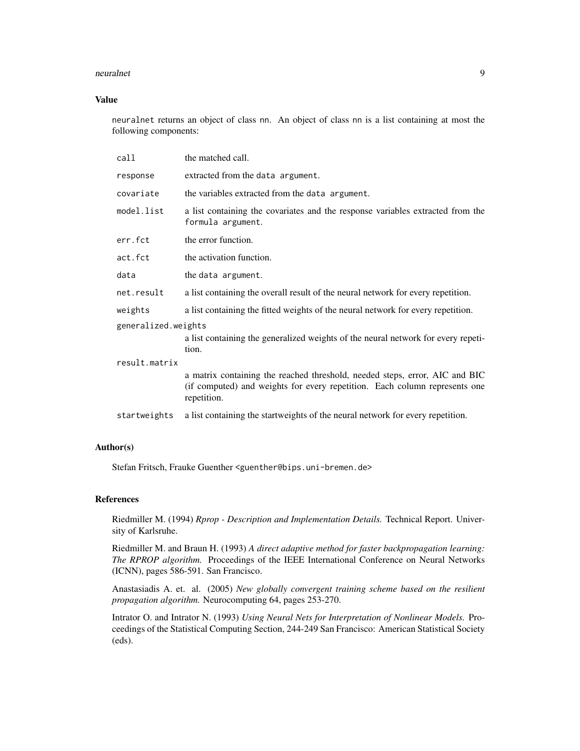## Value

`neuralnet` returns an object of class `nn`. An object of class `nn` is a list containing at most the following components:

- `call` — the matched call.
- `response` — extracted from the `data argument`.
- `covariate` — the variables extracted from the `data argument`.
- `model.list` — a list containing the covariates and the response variables extracted from the `formula argument`.
- `err.fct` — the error function.
- `act.fct` — the activation function.
- `data` — the `data argument`.
- `net.result` — a list containing the overall result of the neural network for every repetition.
- `weights` — a list containing the fitted weights of the neural network for every repetition.
- `generalized.weights` — a list containing the generalized weights of the neural network for every repetition.
- `result.matrix` — a matrix containing the reached threshold, needed steps, error, AIC and BIC (if computed) and weights for every repetition. Each column represents one repetition.
- `startweights` — a list containing the startweights of the neural network for every repetition.

## Author(s)

Stefan Fritsch, Frauke Guenther <guenther@bips.uni-bremen.de>

## References

Riedmiller M. (1994) *Rprop - Description and Implementation Details.* Technical Report. University of Karlsruhe.

Riedmiller M. and Braun H. (1993) *A direct adaptive method for faster backpropagation learning: The RPROP algorithm.* Proceedings of the IEEE International Conference on Neural Networks (ICNN), pages 586-591. San Francisco.

Anastasiadis A. et. al. (2005) *New globally convergent training scheme based on the resilient propagation algorithm.* Neurocomputing 64, pages 253-270.

Intrator O. and Intrator N. (1993) *Using Neural Nets for Interpretation of Nonlinear Models.* Proceedings of the Statistical Computing Section, 244-249 San Francisco: American Statistical Society (eds).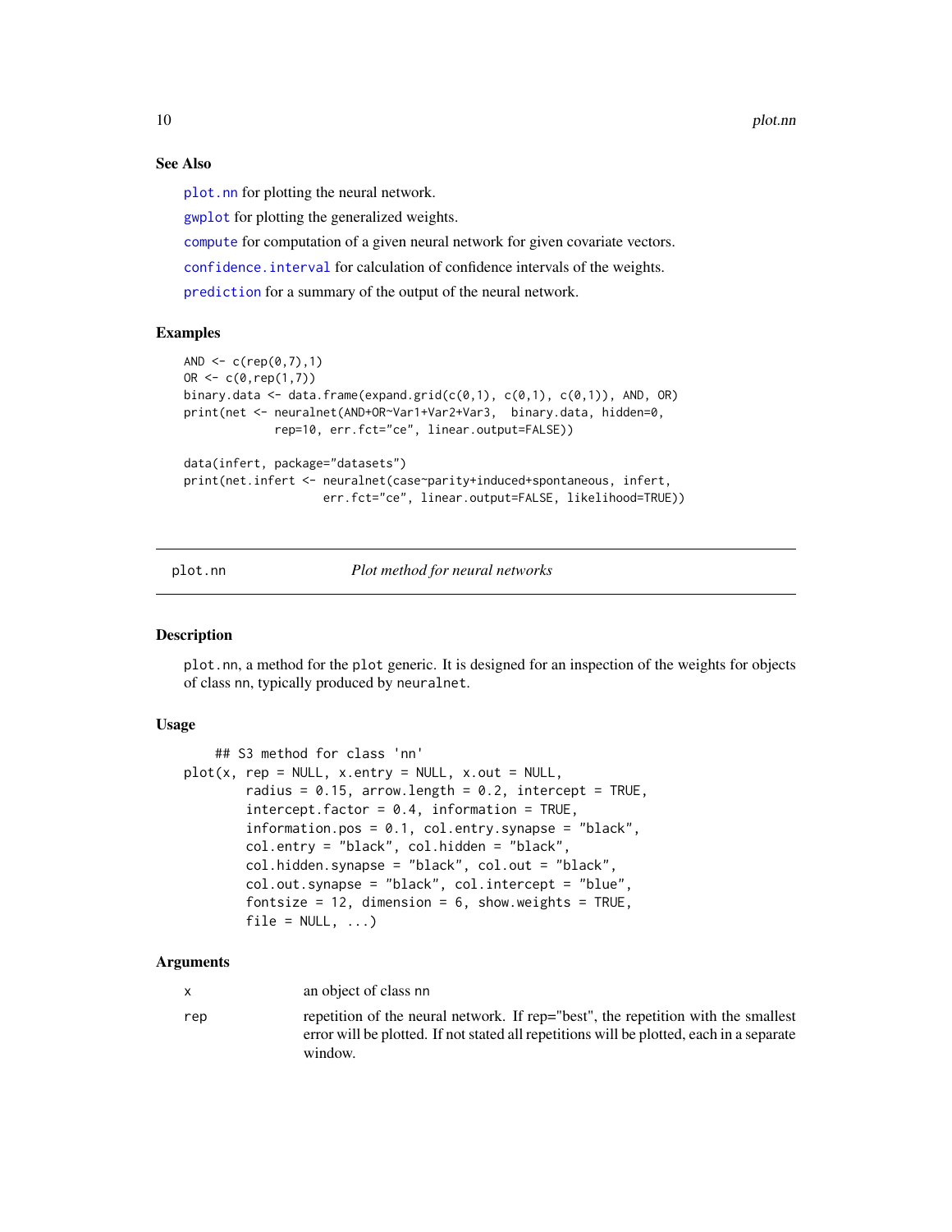### See Also

`plot.nn` for plotting the neural network.

`gwplot` for plotting the generalized weights.

`compute` for computation of a given neural network for given covariate vectors.

`confidence.interval` for calculation of confidence intervals of the weights.

`prediction` for a summary of the output of the neural network.

### Examples

```
AND <- c(rep(0,7),1)
OR <- c(0,rep(1,7))
binary.data <- data.frame(expand.grid(c(0,1), c(0,1), c(0,1)), AND, OR)
print(net <- neuralnet(AND+OR~Var1+Var2+Var3,  binary.data, hidden=0,
             rep=10, err.fct="ce", linear.output=FALSE))

data(infert, package="datasets")
print(net.infert <- neuralnet(case~parity+induced+spontaneous, infert,
                    err.fct="ce", linear.output=FALSE, likelihood=TRUE))
```

---

## plot.nn — *Plot method for neural networks*

### Description

`plot.nn`, a method for the `plot` generic. It is designed for an inspection of the weights for objects of class `nn`, typically produced by `neuralnet`.

### Usage

```
     ## S3 method for class 'nn'
plot(x, rep = NULL, x.entry = NULL, x.out = NULL,
        radius = 0.15, arrow.length = 0.2, intercept = TRUE,
        intercept.factor = 0.4, information = TRUE,
        information.pos = 0.1, col.entry.synapse = "black",
        col.entry = "black", col.hidden = "black",
        col.hidden.synapse = "black", col.out = "black",
        col.out.synapse = "black", col.intercept = "blue",
        fontsize = 12, dimension = 6, show.weights = TRUE,
        file = NULL, ...)
```

### Arguments

| | |
|---|---|
| `x` | an object of class `nn` |
| `rep` | repetition of the neural network. If rep="best", the repetition with the smallest error will be plotted. If not stated all repetitions will be plotted, each in a separate window. |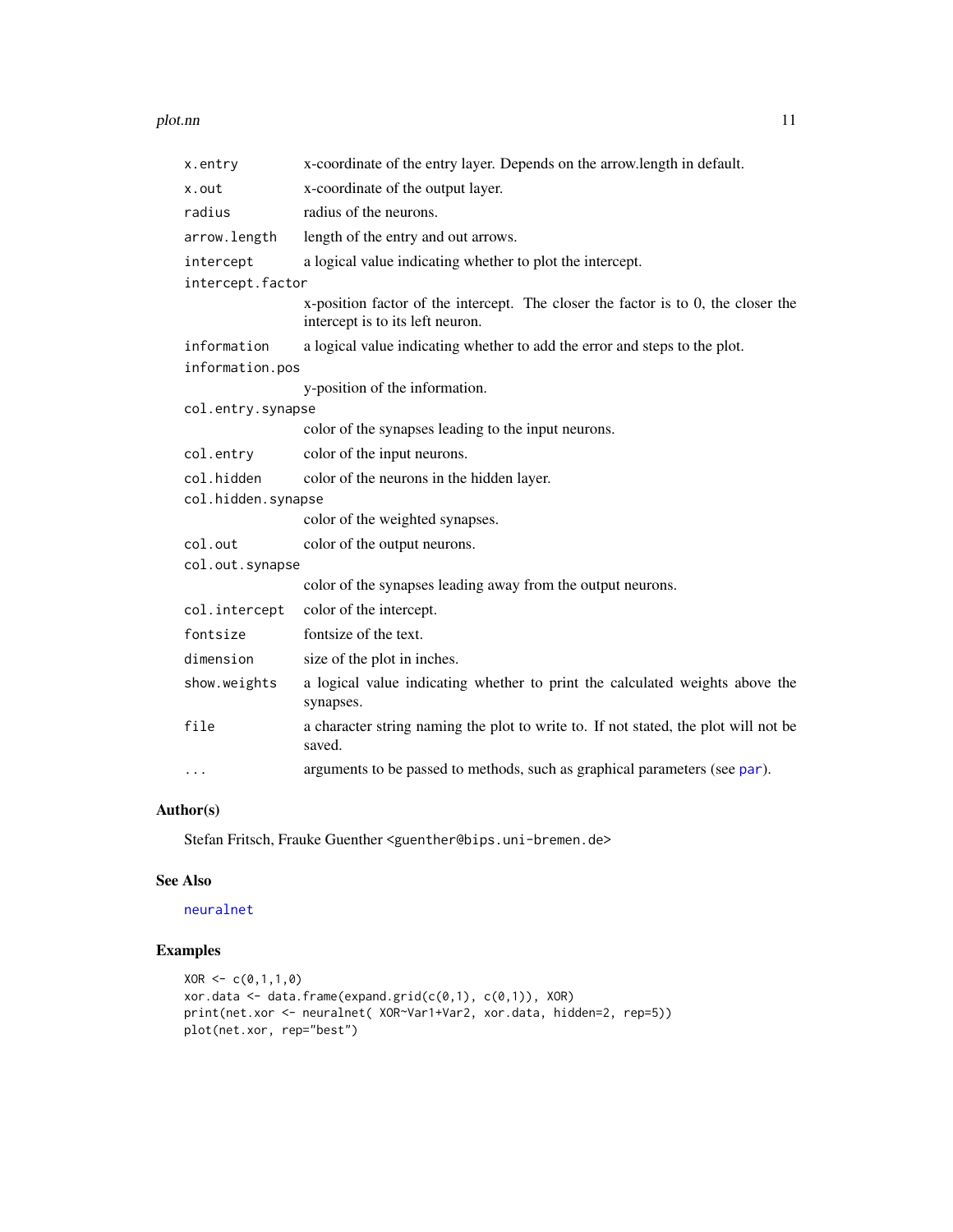| | |
|---|---|
| `x.entry` | x-coordinate of the entry layer. Depends on the arrow.length in default. |
| `x.out` | x-coordinate of the output layer. |
| `radius` | radius of the neurons. |
| `arrow.length` | length of the entry and out arrows. |
| `intercept` | a logical value indicating whether to plot the intercept. |
| `intercept.factor` | x-position factor of the intercept. The closer the factor is to 0, the closer the intercept is to its left neuron. |
| `information` | a logical value indicating whether to add the error and steps to the plot. |
| `information.pos` | y-position of the information. |
| `col.entry.synapse` | color of the synapses leading to the input neurons. |
| `col.entry` | color of the input neurons. |
| `col.hidden` | color of the neurons in the hidden layer. |
| `col.hidden.synapse` | color of the weighted synapses. |
| `col.out` | color of the output neurons. |
| `col.out.synapse` | color of the synapses leading away from the output neurons. |
| `col.intercept` | color of the intercept. |
| `fontsize` | fontsize of the text. |
| `dimension` | size of the plot in inches. |
| `show.weights` | a logical value indicating whether to print the calculated weights above the synapses. |
| `file` | a character string naming the plot to write to. If not stated, the plot will not be saved. |
| `...` | arguments to be passed to methods, such as graphical parameters (see `par`). |

## Author(s)

Stefan Fritsch, Frauke Guenther <guenther@bips.uni-bremen.de>

## See Also

`neuralnet`

## Examples

```
XOR <- c(0,1,1,0)
xor.data <- data.frame(expand.grid(c(0,1), c(0,1)), XOR)
print(net.xor <- neuralnet( XOR~Var1+Var2, xor.data, hidden=2, rep=5))
plot(net.xor, rep="best")
```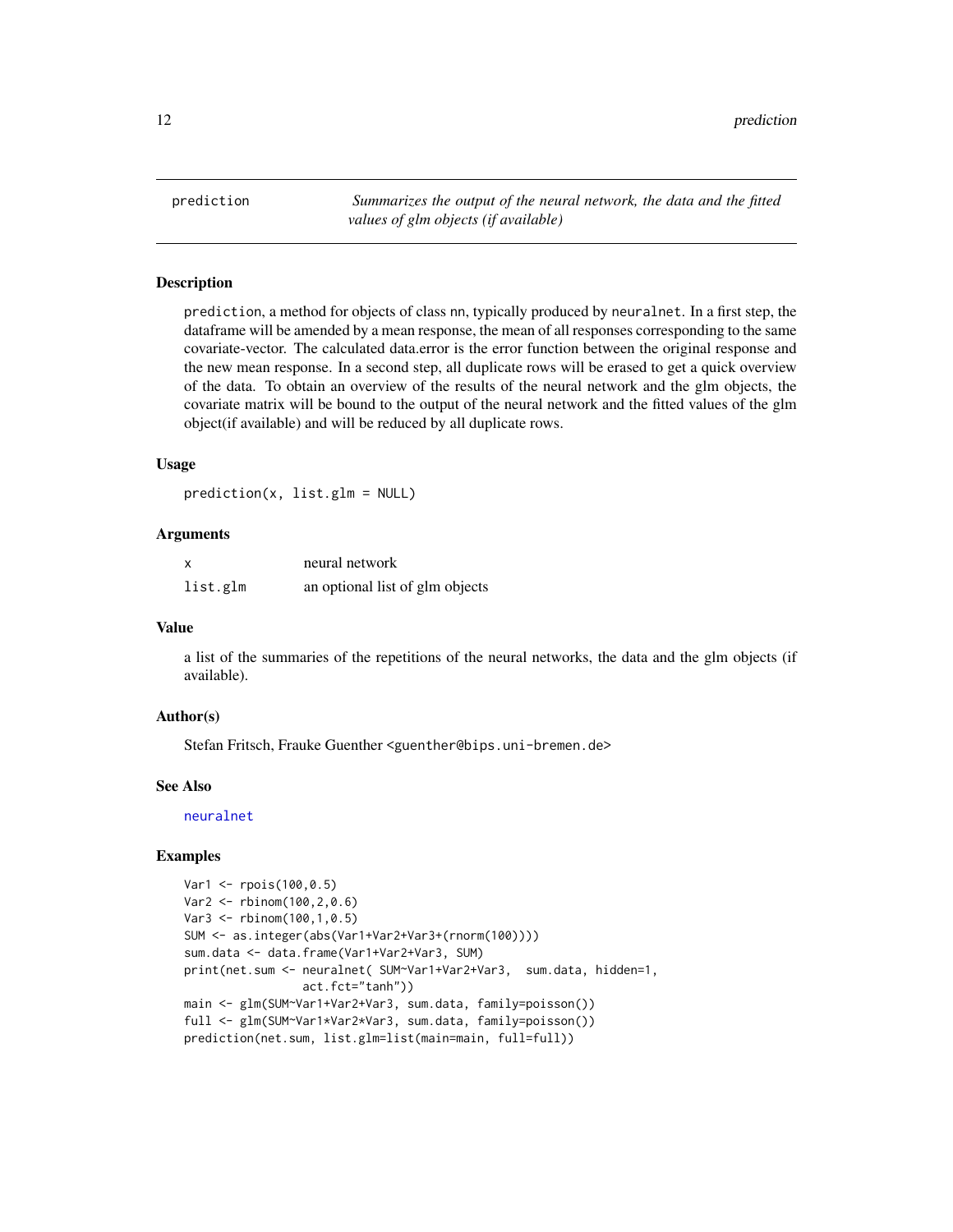# prediction — *Summarizes the output of the neural network, the data and the fitted values of glm objects (if available)*

## Description

prediction, a method for objects of class nn, typically produced by neuralnet. In a first step, the dataframe will be amended by a mean response, the mean of all responses corresponding to the same covariate-vector. The calculated data.error is the error function between the original response and the new mean response. In a second step, all duplicate rows will be erased to get a quick overview of the data. To obtain an overview of the results of the neural network and the glm objects, the covariate matrix will be bound to the output of the neural network and the fitted values of the glm object(if available) and will be reduced by all duplicate rows.

## Usage

```
prediction(x, list.glm = NULL)
```

## Arguments

| | |
|---|---|
| x | neural network |
| list.glm | an optional list of glm objects |

## Value

a list of the summaries of the repetitions of the neural networks, the data and the glm objects (if available).

## Author(s)

Stefan Fritsch, Frauke Guenther <guenther@bips.uni-bremen.de>

## See Also

neuralnet

## Examples

```
Var1 <- rpois(100,0.5)
Var2 <- rbinom(100,2,0.6)
Var3 <- rbinom(100,1,0.5)
SUM <- as.integer(abs(Var1+Var2+Var3+(rnorm(100))))
sum.data <- data.frame(Var1+Var2+Var3, SUM)
print(net.sum <- neuralnet( SUM~Var1+Var2+Var3,  sum.data, hidden=1,
                 act.fct="tanh"))
main <- glm(SUM~Var1+Var2+Var3, sum.data, family=poisson())
full <- glm(SUM~Var1*Var2*Var3, sum.data, family=poisson())
prediction(net.sum, list.glm=list(main=main, full=full))
```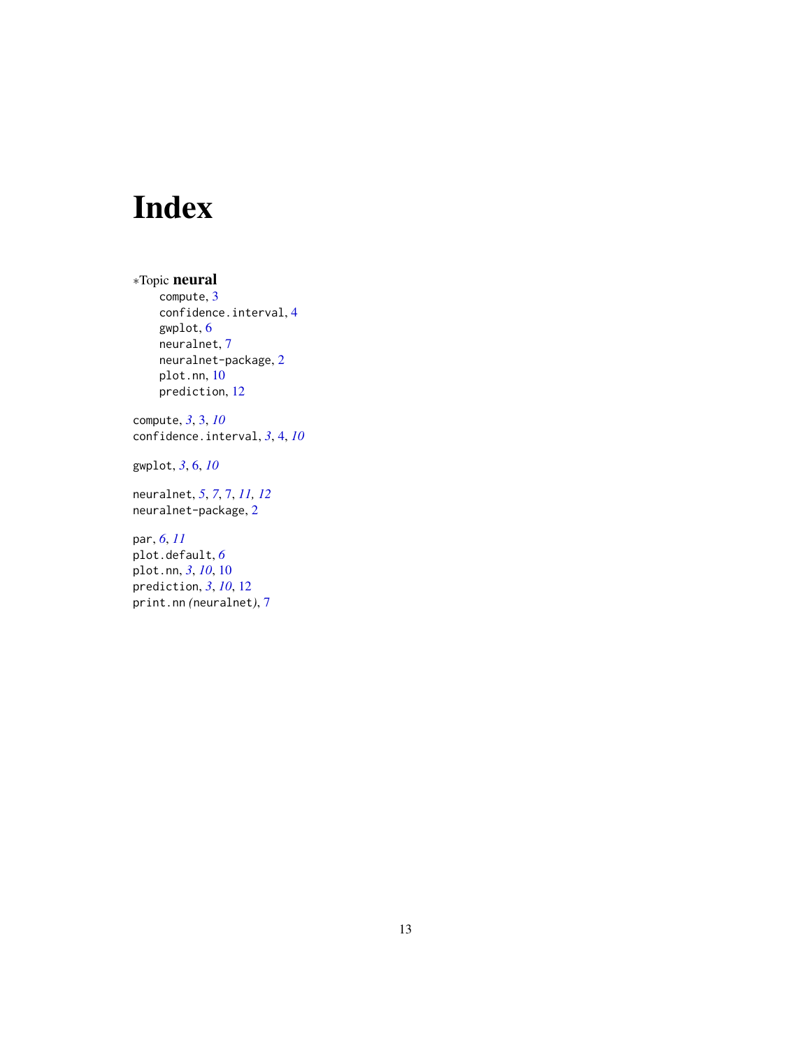# Index

∗Topic **neural**

- compute, 3
- confidence.interval, 4
- gwplot, 6
- neuralnet, 7
- neuralnet-package, 2
- plot.nn, 10
- prediction, 12

compute, *3*, 3, *10*
confidence.interval, *3*, 4, *10*

gwplot, *3*, 6, *10*

neuralnet, *5*, *7*, 7, *11, 12*
neuralnet-package, 2

par, *6*, *11*
plot.default, *6*
plot.nn, *3*, *10*, 10
prediction, *3*, *10*, 12
print.nn *(*neuralnet*)*, 7